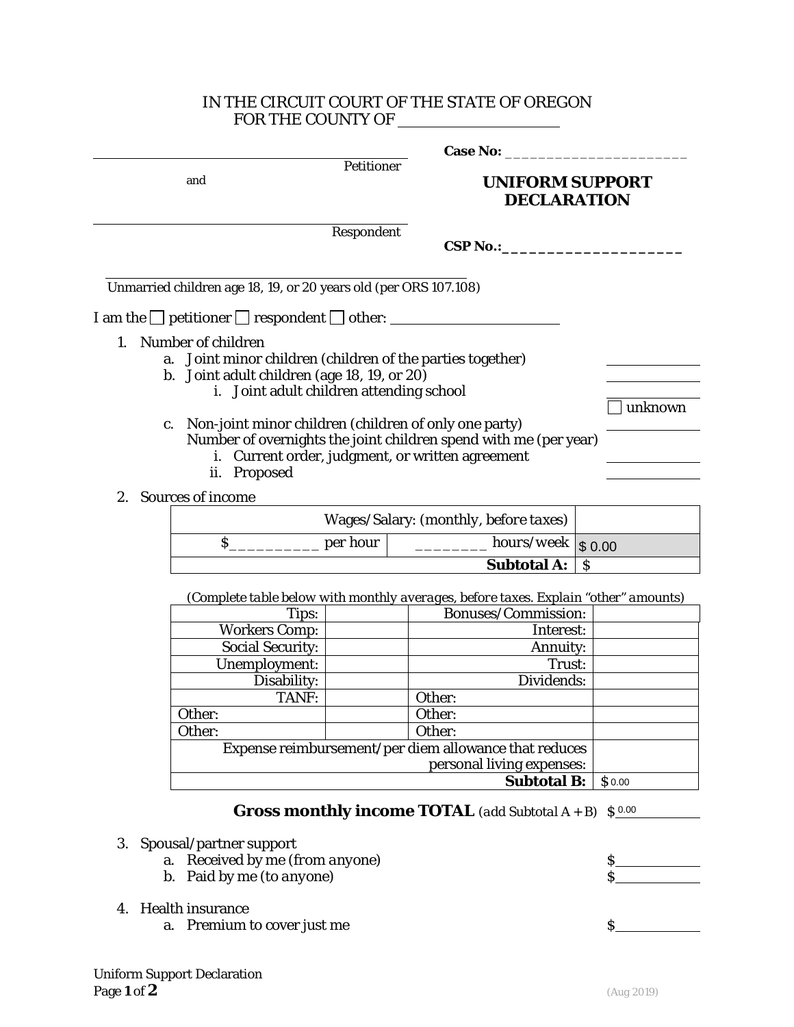IN THE CIRCUIT COURT OF THE STATE OF OREGON
FOR THE COUNTY OF ____________________

| | |
|---|---|
| ______________________________ Petitioner | **Case No:** ______________________ |
| and | **UNIFORM SUPPORT DECLARATION** |
| ______________________________ Respondent | **CSP No.:**______________________ |

______________________________
Unmarried children age 18, 19, or 20 years old (per ORS 107.108)

I am the ☐ petitioner ☐ respondent ☐ other: ____________________

1. Number of children
   a. Joint minor children (children of the parties together) __________
   b. Joint adult children (age 18, 19, or 20) __________
      i. Joint adult children attending school __________ ☐ unknown
   c. Non-joint minor children (children of only one party) __________
   Number of overnights the joint children spend with me (per year)
      i. Current order, judgment, or written agreement __________
      ii. Proposed __________

2. Sources of income

| Wages/Salary: (monthly, before taxes) | | |
|---|---|---|
| $__________ per hour | ________ hours/week | $ 0.00 |
| | **Subtotal A:** | $ |

*(Complete table below with monthly averages, before taxes. Explain "other" amounts)*

| | | | |
|---|---|---|---|
| Tips: | | Bonuses/Commission: | |
| Workers Comp: | | Interest: | |
| Social Security: | | Annuity: | |
| Unemployment: | | Trust: | |
| Disability: | | Dividends: | |
| TANF: | | Other: | |
| Other: | | Other: | |
| Other: | | Other: | |
| Expense reimbursement/per diem allowance that reduces personal living expenses: | | | |
| **Subtotal B:** | | | $ 0.00 |

**Gross monthly income TOTAL** (add Subtotal A + B) $ 0.00

3. Spousal/partner support
   a. Received by me (from anyone) $__________
   b. Paid by me (to anyone) $__________

4. Health insurance
   a. Premium to cover just me $__________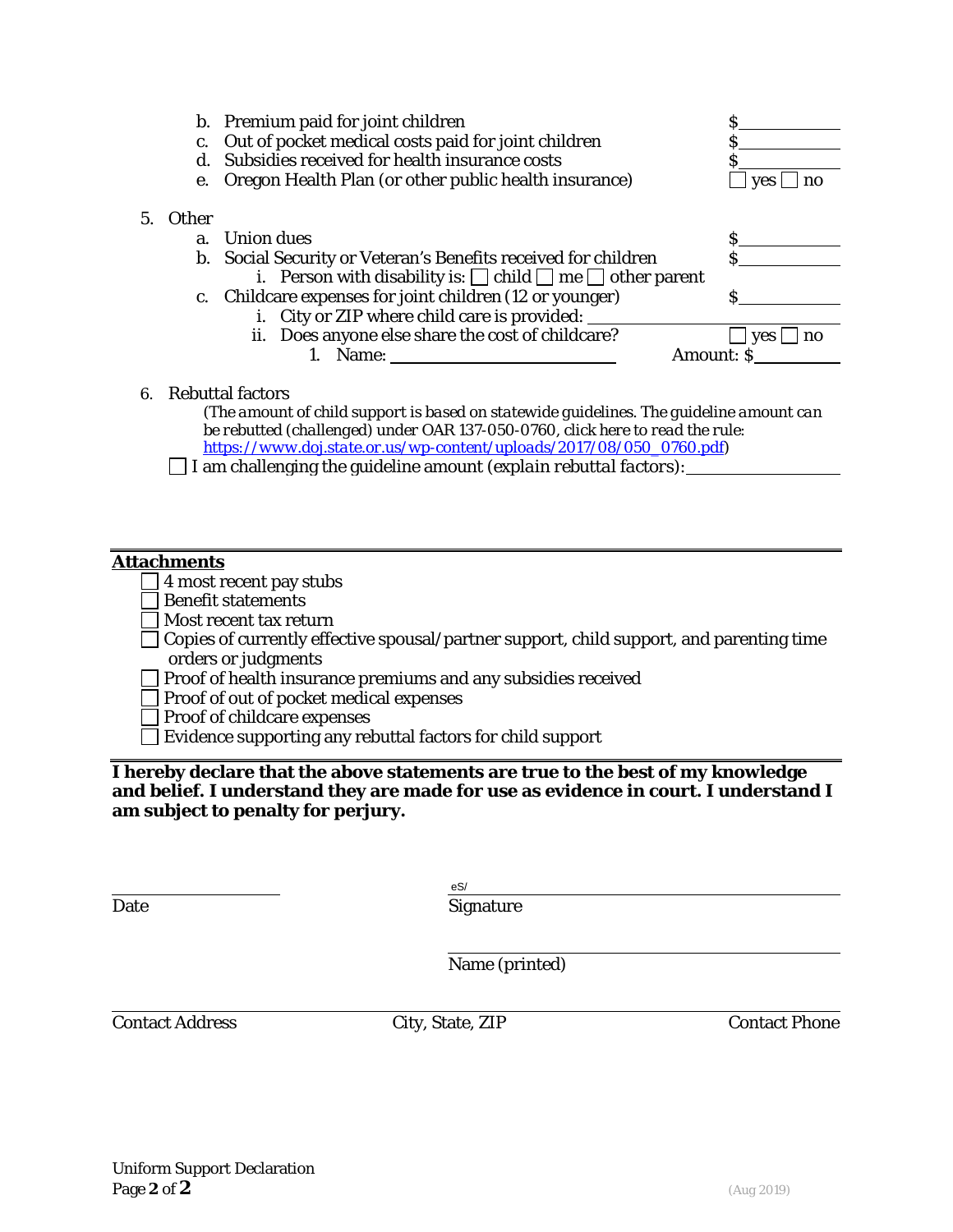b. Premium paid for joint children $________

c. Out of pocket medical costs paid for joint children $________

d. Subsidies received for health insurance costs $________

e. Oregon Health Plan (or other public health insurance) ☐ yes ☐ no

5. Other

   a. Union dues $________

   b. Social Security or Veteran's Benefits received for children $________

      i. Person with disability is: ☐ child ☐ me ☐ other parent

   c. Childcare expenses for joint children (12 or younger) $________

      i. City or ZIP where child care is provided: ________

      ii. Does anyone else share the cost of childcare? ☐ yes ☐ no

         1. Name: ________ Amount: $________

6. Rebuttal factors

   *(The amount of child support is based on statewide guidelines. The guideline amount can be rebutted (challenged) under OAR 137-050-0760, click here to read the rule:* https://www.doj.state.or.us/wp-content/uploads/2017/08/050_0760.pdf)

   ☐ I am challenging the guideline amount (*explain rebuttal factors*): ________

---

**Attachments**

☐ 4 most recent pay stubs

☐ Benefit statements

☐ Most recent tax return

☐ Copies of currently effective spousal/partner support, child support, and parenting time orders or judgments

☐ Proof of health insurance premiums and any subsidies received

☐ Proof of out of pocket medical expenses

☐ Proof of childcare expenses

☐ Evidence supporting any rebuttal factors for child support

---

**I hereby declare that the above statements are true to the best of my knowledge and belief. I understand they are made for use as evidence in court. I understand I am subject to penalty for perjury.**

________ Date

eS/ ________ Signature

________ Name (printed)

________ Contact Address ________ City, State, ZIP ________ Contact Phone

Uniform Support Declaration

(Aug 2019)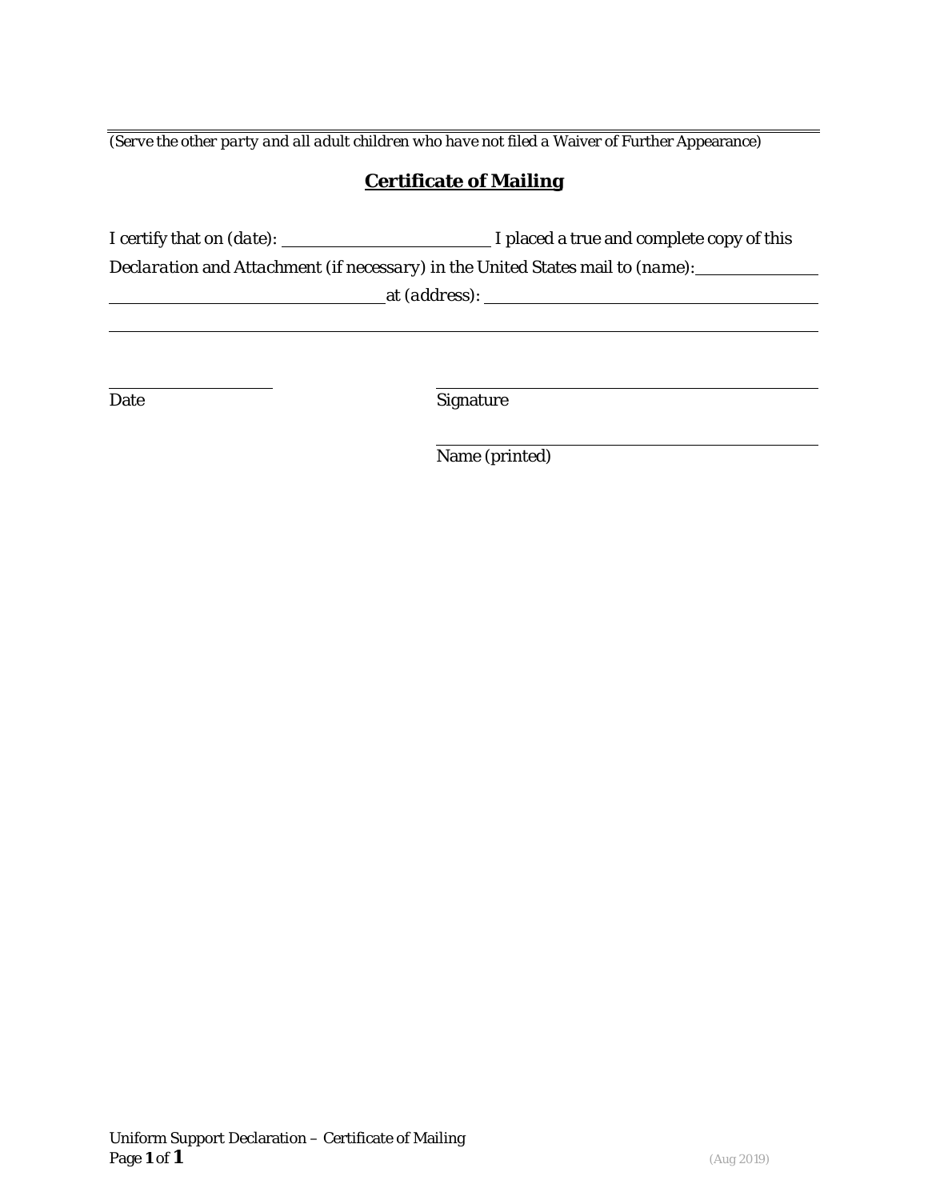*(Serve the other party and all adult children who have not filed a Waiver of Further Appearance)*

## Certificate of Mailing

I certify that on *(date)*: ______________________ I placed a true and complete copy of this *Declaration and Attachment (if necessary)* in the United States mail to *(name)*: ____________ ______________________________ at *(address)*: ____________________________________ __________________________________________________________________________

______________________ Date

______________________________ Signature

______________________________ Name (printed)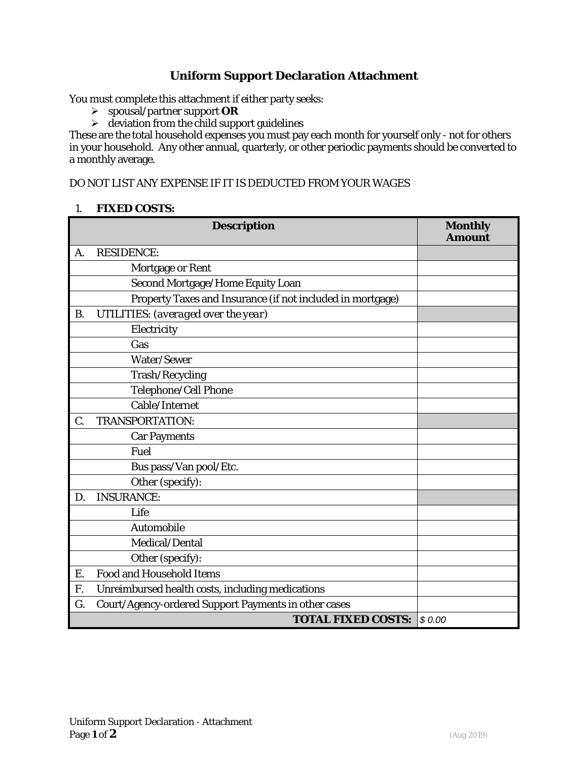# Uniform Support Declaration Attachment

You must complete this attachment if either party seeks:

- spousal/partner support **OR**
- deviation from the child support guidelines

These are the total household expenses you must pay each month for yourself only - not for others in your household. Any other annual, quarterly, or other periodic payments should be converted to a monthly average.

DO NOT LIST ANY EXPENSE IF IT IS DEDUCTED FROM YOUR WAGES

1. ***FIXED COSTS:***

| | Description | Monthly Amount |
|---|---|---|
| A. | RESIDENCE: | |
| | Mortgage or Rent | |
| | Second Mortgage/Home Equity Loan | |
| | Property Taxes and Insurance (if not included in mortgage) | |
| B. | UTILITIES: *(averaged over the year)* | |
| | Electricity | |
| | Gas | |
| | Water/Sewer | |
| | Trash/Recycling | |
| | Telephone/Cell Phone | |
| | Cable/Internet | |
| C. | TRANSPORTATION: | |
| | Car Payments | |
| | Fuel | |
| | Bus pass/Van pool/Etc. | |
| | Other (specify): | |
| D. | INSURANCE: | |
| | Life | |
| | Automobile | |
| | Medical/Dental | |
| | Other (specify): | |
| E. | Food and Household Items | |
| F. | Unreimbursed health costs, including medications | |
| G. | Court/Agency-ordered Support Payments in other cases | |
| | **TOTAL FIXED COSTS:** | *$ 0.00* |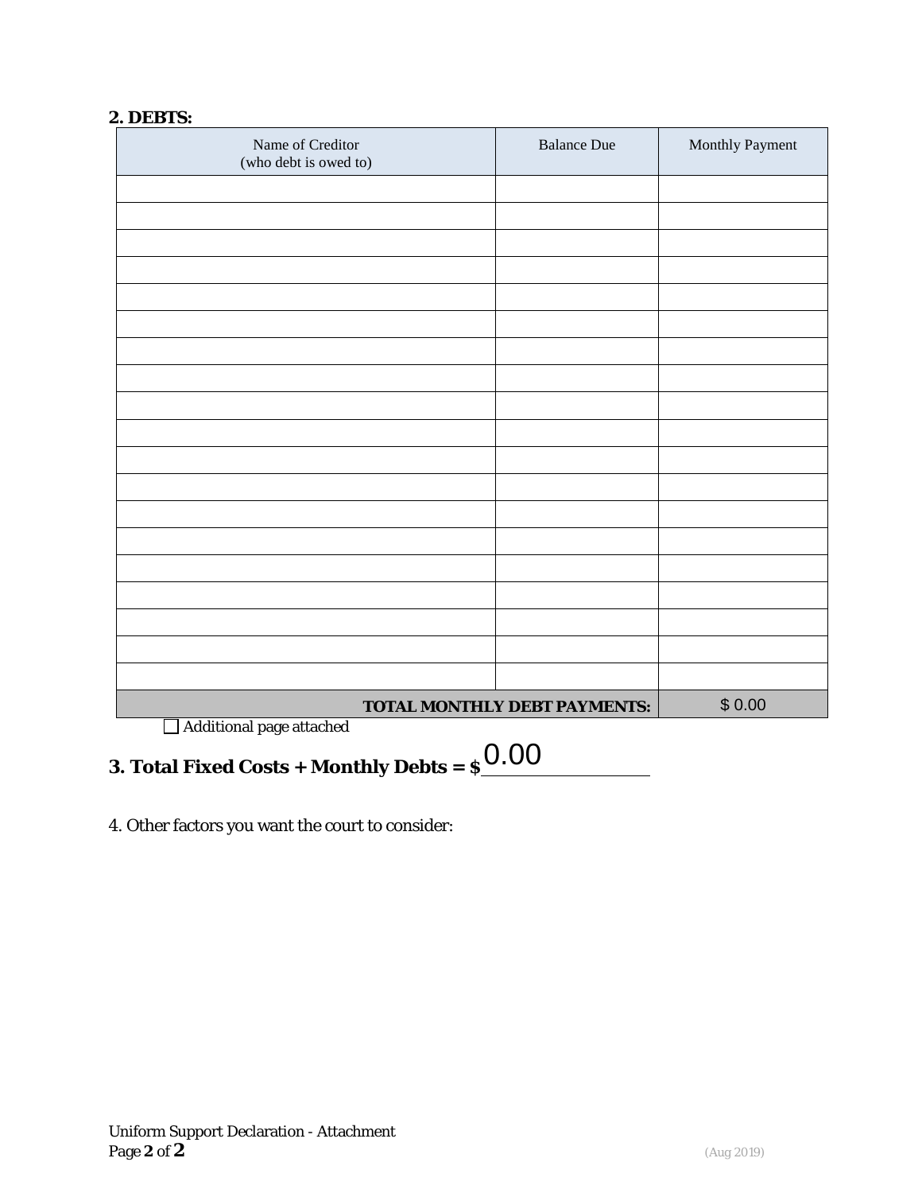**2. DEBTS:**

| Name of Creditor (who debt is owed to) | Balance Due | Monthly Payment |
| --- | --- | --- |
| | | |
| | | |
| | | |
| | | |
| | | |
| | | |
| | | |
| | | |
| | | |
| | | |
| | | |
| | | |
| | | |
| | | |
| | | |
| | | |
| | | |
| | | |
| | | |
| **TOTAL MONTHLY DEBT PAYMENTS:** | | $ 0.00 |

☐ Additional page attached

**3. Total Fixed Costs + Monthly Debts = $** 0.00

4. Other factors you want the court to consider:

Uniform Support Declaration - Attachment

(Aug 2019)